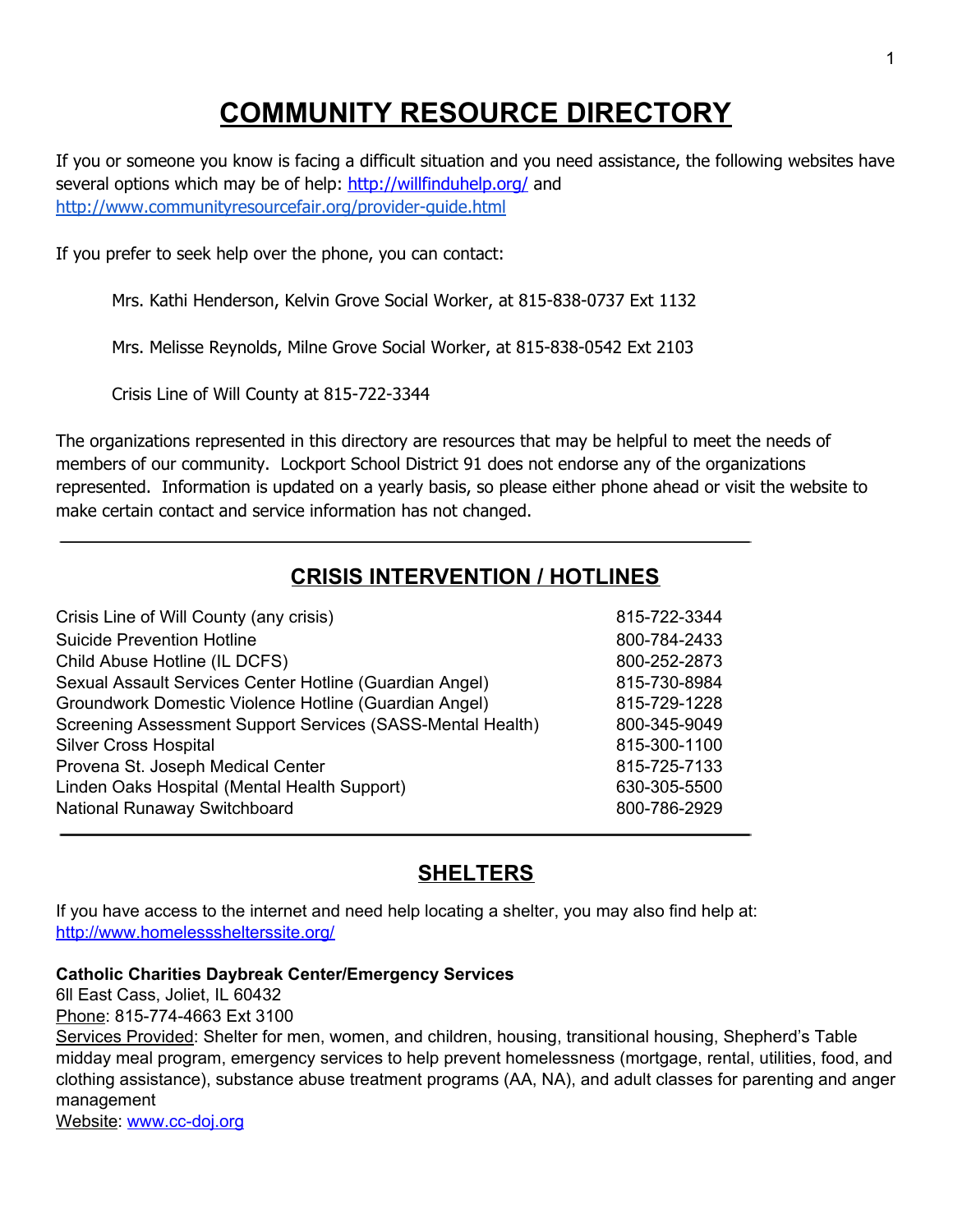# COMMUNITY RESOURCE DIRECTORY

If you or someone you know is facing a difficult situation and you need assistance, the following websites have several options which may be of help: [http://willfinduhelp.org/](http://willfinduhelp.org/) and [http://www.communityresourcefair.org/provider-guide.html](http://www.communityresourcefair.org/provider-guide.html)

If you prefer to seek help over the phone, you can contact:

Mrs. Kathi Henderson, Kelvin Grove Social Worker, at 815-838-0737 Ext 1132

Mrs. Melisse Reynolds, Milne Grove Social Worker, at 815-838-0542 Ext 2103

Crisis Line of Will County at 815-722-3344

The organizations represented in this directory are resources that may be helpful to meet the needs of members of our community. Lockport School District 91 does not endorse any of the organizations represented. Information is updated on a yearly basis, so please either phone ahead or visit the website to make certain contact and service information has not changed.

---

## CRISIS INTERVENTION / HOTLINES

| | |
|---|---|
| Crisis Line of Will County (any crisis) | 815-722-3344 |
| Suicide Prevention Hotline | 800-784-2433 |
| Child Abuse Hotline (IL DCFS) | 800-252-2873 |
| Sexual Assault Services Center Hotline (Guardian Angel) | 815-730-8984 |
| Groundwork Domestic Violence Hotline (Guardian Angel) | 815-729-1228 |
| Screening Assessment Support Services (SASS-Mental Health) | 800-345-9049 |
| Silver Cross Hospital | 815-300-1100 |
| Provena St. Joseph Medical Center | 815-725-7133 |
| Linden Oaks Hospital (Mental Health Support) | 630-305-5500 |
| National Runaway Switchboard | 800-786-2929 |

---

## SHELTERS

If you have access to the internet and need help locating a shelter, you may also find help at: [http://www.homelesssheltersite.org/](http://www.homelesssheltersite.org/)

**Catholic Charities Daybreak Center/Emergency Services**
6ll East Cass, Joliet, IL 60432
Phone: 815-774-4663 Ext 3100
Services Provided: Shelter for men, women, and children, housing, transitional housing, Shepherd's Table midday meal program, emergency services to help prevent homelessness (mortgage, rental, utilities, food, and clothing assistance), substance abuse treatment programs (AA, NA), and adult classes for parenting and anger management
Website: [www.cc-doj.org](http://www.cc-doj.org)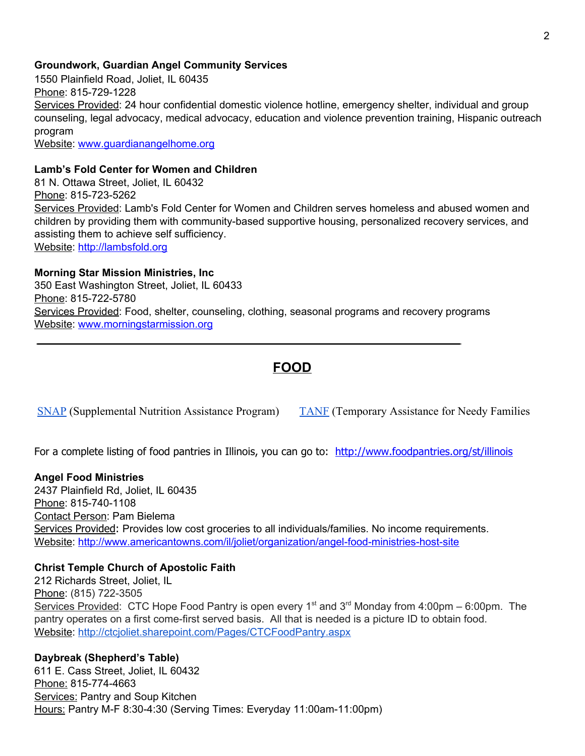**Groundwork, Guardian Angel Community Services**
1550 Plainfield Road, Joliet, IL 60435
Phone: 815-729-1228
Services Provided: 24 hour confidential domestic violence hotline, emergency shelter, individual and group counseling, legal advocacy, medical advocacy, education and violence prevention training, Hispanic outreach program
Website: www.guardianangelhome.org

**Lamb's Fold Center for Women and Children**
81 N. Ottawa Street, Joliet, IL 60432
Phone: 815-723-5262
Services Provided: Lamb's Fold Center for Women and Children serves homeless and abused women and children by providing them with community-based supportive housing, personalized recovery services, and assisting them to achieve self sufficiency.
Website: http://lambsfold.org

**Morning Star Mission Ministries, Inc**
350 East Washington Street, Joliet, IL 60433
Phone: 815-722-5780
Services Provided: Food, shelter, counseling, clothing, seasonal programs and recovery programs
Website: www.morningstarmission.org

---

## FOOD

SNAP (Supplemental Nutrition Assistance Program)     TANF (Temporary Assistance for Needy Families

For a complete listing of food pantries in Illinois, you can go to: http://www.foodpantries.org/st/illinois

**Angel Food Ministries**
2437 Plainfield Rd, Joliet, IL 60435
Phone: 815-740-1108
Contact Person: Pam Bielema
Services Provided: Provides low cost groceries to all individuals/families. No income requirements.
Website: http://www.americantowns.com/il/joliet/organization/angel-food-ministries-host-site

**Christ Temple Church of Apostolic Faith**
212 Richards Street, Joliet, IL
Phone: (815) 722-3505
Services Provided: CTC Hope Food Pantry is open every 1st and 3rd Monday from 4:00pm – 6:00pm. The pantry operates on a first come-first served basis. All that is needed is a picture ID to obtain food.
Website: http://ctcjoliet.sharepoint.com/Pages/CTCFoodPantry.aspx

**Daybreak (Shepherd's Table)**
611 E. Cass Street, Joliet, IL 60432
Phone: 815-774-4663
Services: Pantry and Soup Kitchen
Hours: Pantry M-F 8:30-4:30 (Serving Times: Everyday 11:00am-11:00pm)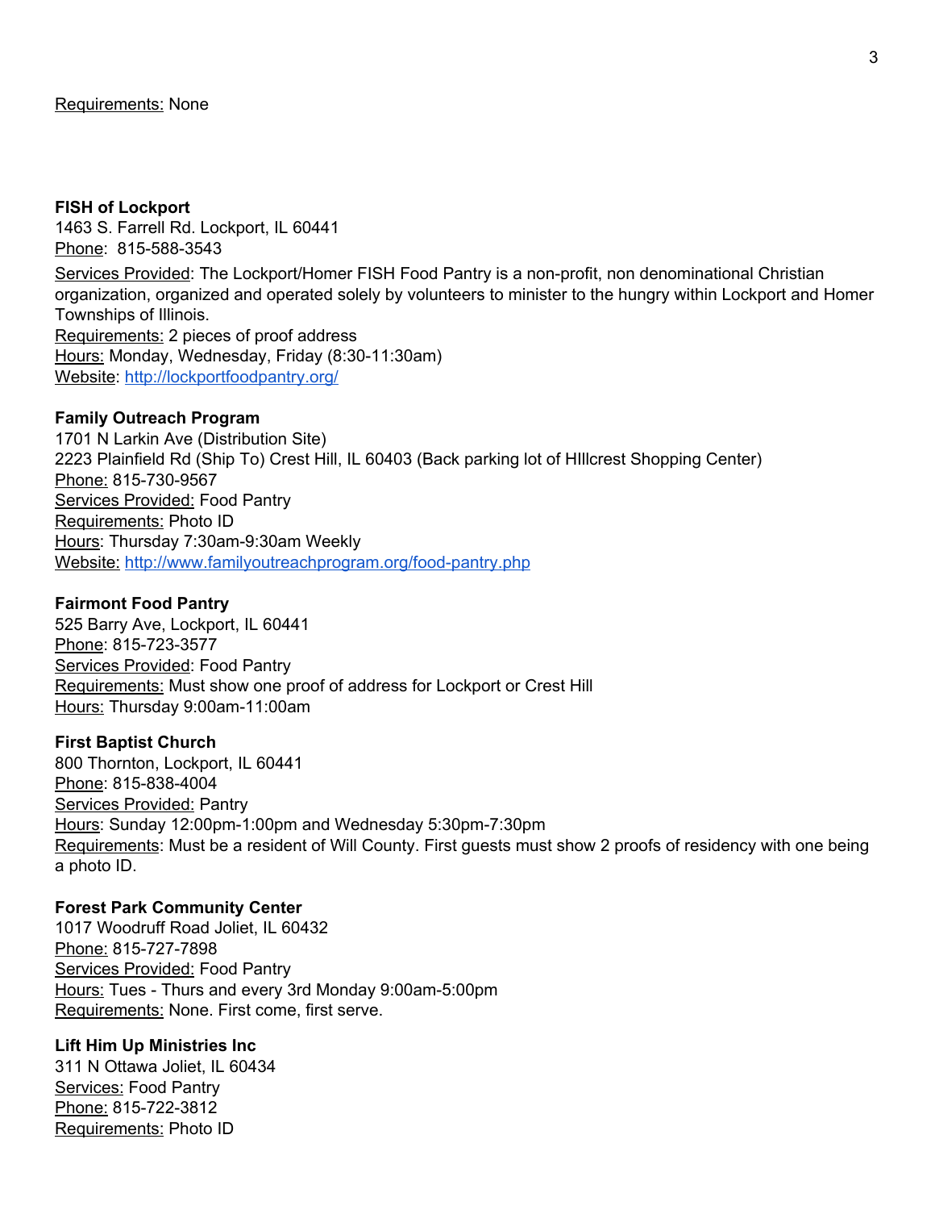Requirements: None

**FISH of Lockport**
1463 S. Farrell Rd. Lockport, IL 60441
Phone: 815-588-3543
Services Provided: The Lockport/Homer FISH Food Pantry is a non-profit, non denominational Christian organization, organized and operated solely by volunteers to minister to the hungry within Lockport and Homer Townships of Illinois.
Requirements: 2 pieces of proof address
Hours: Monday, Wednesday, Friday (8:30-11:30am)
Website: [http://lockportfoodpantry.org/](http://lockportfoodpantry.org/)

**Family Outreach Program**
1701 N Larkin Ave (Distribution Site)
2223 Plainfield Rd (Ship To) Crest Hill, IL 60403 (Back parking lot of HIllcrest Shopping Center)
Phone: 815-730-9567
Services Provided: Food Pantry
Requirements: Photo ID
Hours: Thursday 7:30am-9:30am Weekly
Website: [http://www.familyoutreachprogram.org/food-pantry.php](http://www.familyoutreachprogram.org/food-pantry.php)

**Fairmont Food Pantry**
525 Barry Ave, Lockport, IL 60441
Phone: 815-723-3577
Services Provided: Food Pantry
Requirements: Must show one proof of address for Lockport or Crest Hill
Hours: Thursday 9:00am-11:00am

**First Baptist Church**
800 Thornton, Lockport, IL 60441
Phone: 815-838-4004
Services Provided: Pantry
Hours: Sunday 12:00pm-1:00pm and Wednesday 5:30pm-7:30pm
Requirements: Must be a resident of Will County. First guests must show 2 proofs of residency with one being a photo ID.

**Forest Park Community Center**
1017 Woodruff Road Joliet, IL 60432
Phone: 815-727-7898
Services Provided: Food Pantry
Hours: Tues - Thurs and every 3rd Monday 9:00am-5:00pm
Requirements: None. First come, first serve.

**Lift Him Up Ministries Inc**
311 N Ottawa Joliet, IL 60434
Services: Food Pantry
Phone: 815-722-3812
Requirements: Photo ID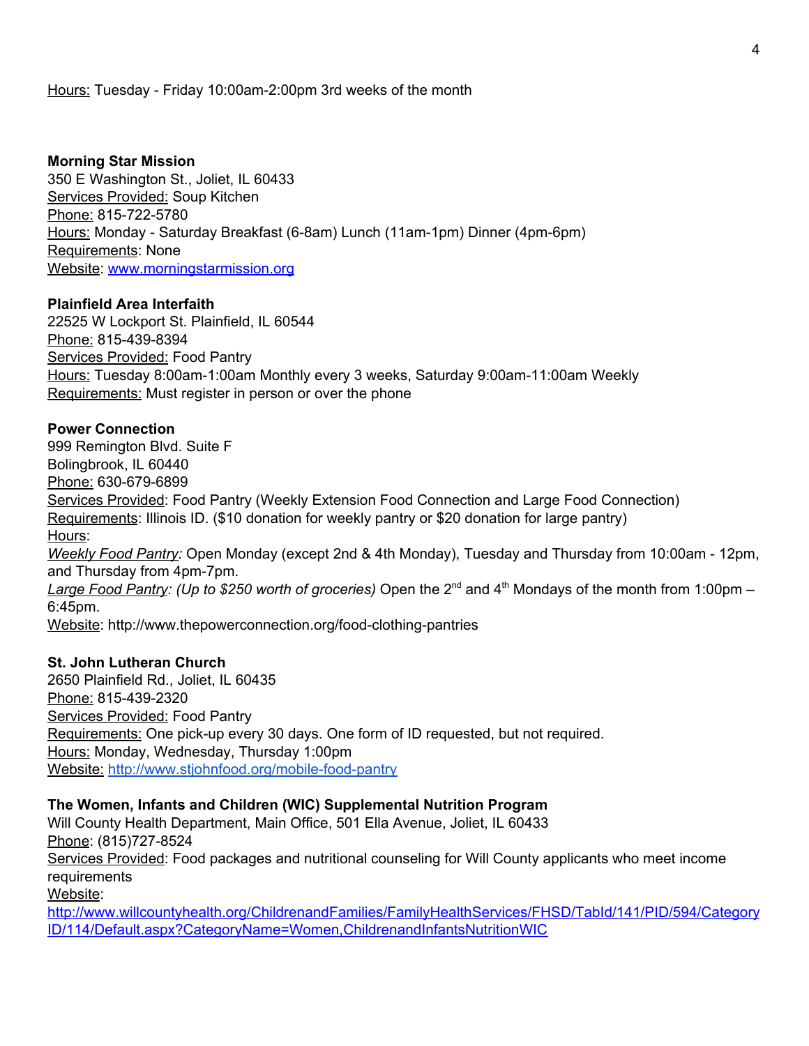Hours: Tuesday - Friday 10:00am-2:00pm 3rd weeks of the month

**Morning Star Mission**
350 E Washington St., Joliet, IL 60433
Services Provided: Soup Kitchen
Phone: 815-722-5780
Hours: Monday - Saturday Breakfast (6-8am) Lunch (11am-1pm) Dinner (4pm-6pm)
Requirements: None
Website: [www.morningstarmission.org](http://www.morningstarmission.org)

**Plainfield Area Interfaith**
22525 W Lockport St. Plainfield, IL 60544
Phone: 815-439-8394
Services Provided: Food Pantry
Hours: Tuesday 8:00am-1:00am Monthly every 3 weeks, Saturday 9:00am-11:00am Weekly
Requirements: Must register in person or over the phone

**Power Connection**
999 Remington Blvd. Suite F
Bolingbrook, IL 60440
Phone: 630-679-6899
Services Provided: Food Pantry (Weekly Extension Food Connection and Large Food Connection)
Requirements: Illinois ID. ($10 donation for weekly pantry or $20 donation for large pantry)
Hours:
*Weekly Food Pantry:* Open Monday (except 2nd & 4th Monday), Tuesday and Thursday from 10:00am - 12pm, and Thursday from 4pm-7pm.
*Large Food Pantry: (Up to $250 worth of groceries)* Open the 2nd and 4th Mondays of the month from 1:00pm – 6:45pm.
Website: http://www.thepowerconnection.org/food-clothing-pantries

**St. John Lutheran Church**
2650 Plainfield Rd., Joliet, IL 60435
Phone: 815-439-2320
Services Provided: Food Pantry
Requirements: One pick-up every 30 days. One form of ID requested, but not required.
Hours: Monday, Wednesday, Thursday 1:00pm
Website: [http://www.stjohnfood.org/mobile-food-pantry](http://www.stjohnfood.org/mobile-food-pantry)

**The Women, Infants and Children (WIC) Supplemental Nutrition Program**
Will County Health Department, Main Office, 501 Ella Avenue, Joliet, IL 60433
Phone: (815)727-8524
Services Provided: Food packages and nutritional counseling for Will County applicants who meet income requirements
Website:
[http://www.willcountyhealth.org/ChildrenandFamilies/FamilyHealthServices/FHSD/TabId/141/PID/594/CategoryID/114/Default.aspx?CategoryName=Women,ChildrenandInfantsNutritionWIC](http://www.willcountyhealth.org/ChildrenandFamilies/FamilyHealthServices/FHSD/TabId/141/PID/594/CategoryID/114/Default.aspx?CategoryName=Women,ChildrenandInfantsNutritionWIC)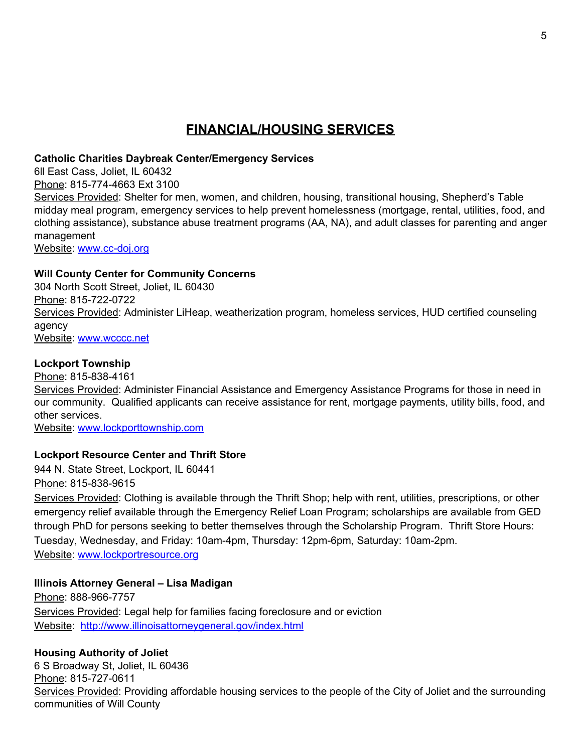# FINANCIAL/HOUSING SERVICES

**Catholic Charities Daybreak Center/Emergency Services**
6ll East Cass, Joliet, IL 60432
Phone: 815-774-4663 Ext 3100
Services Provided: Shelter for men, women, and children, housing, transitional housing, Shepherd's Table midday meal program, emergency services to help prevent homelessness (mortgage, rental, utilities, food, and clothing assistance), substance abuse treatment programs (AA, NA), and adult classes for parenting and anger management
Website: www.cc-doj.org

**Will County Center for Community Concerns**
304 North Scott Street, Joliet, IL 60430
Phone: 815-722-0722
Services Provided: Administer LiHeap, weatherization program, homeless services, HUD certified counseling agency
Website: www.wcccc.net

**Lockport Township**
Phone: 815-838-4161
Services Provided: Administer Financial Assistance and Emergency Assistance Programs for those in need in our community. Qualified applicants can receive assistance for rent, mortgage payments, utility bills, food, and other services.
Website: www.lockporttownship.com

**Lockport Resource Center and Thrift Store**
944 N. State Street, Lockport, IL 60441
Phone: 815-838-9615
Services Provided: Clothing is available through the Thrift Shop; help with rent, utilities, prescriptions, or other emergency relief available through the Emergency Relief Loan Program; scholarships are available from GED through PhD for persons seeking to better themselves through the Scholarship Program. Thrift Store Hours: Tuesday, Wednesday, and Friday: 10am-4pm, Thursday: 12pm-6pm, Saturday: 10am-2pm.
Website: www.lockportresource.org

**Illinois Attorney General – Lisa Madigan**
Phone: 888-966-7757
Services Provided: Legal help for families facing foreclosure and or eviction
Website: http://www.illinoisattorneygeneral.gov/index.html

**Housing Authority of Joliet**
6 S Broadway St, Joliet, IL 60436
Phone: 815-727-0611
Services Provided: Providing affordable housing services to the people of the City of Joliet and the surrounding communities of Will County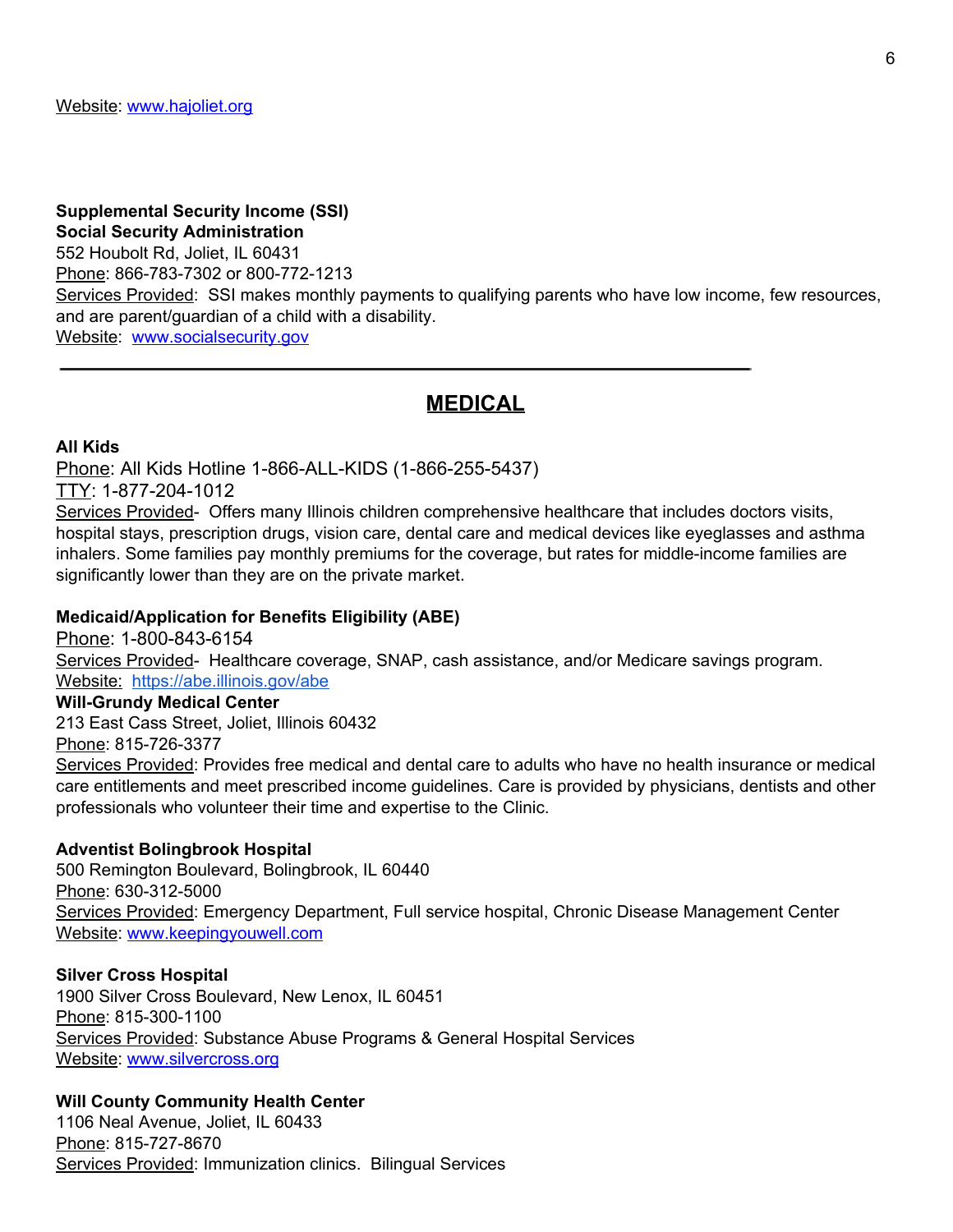Website: www.hajoliet.org

**Supplemental Security Income (SSI)**
**Social Security Administration**
552 Houbolt Rd, Joliet, IL 60431
Phone: 866-783-7302 or 800-772-1213
Services Provided: SSI makes monthly payments to qualifying parents who have low income, few resources, and are parent/guardian of a child with a disability.
Website: www.socialsecurity.gov

---

## MEDICAL

**All Kids**
Phone: All Kids Hotline 1-866-ALL-KIDS (1-866-255-5437)
TTY: 1-877-204-1012
Services Provided- Offers many Illinois children comprehensive healthcare that includes doctors visits, hospital stays, prescription drugs, vision care, dental care and medical devices like eyeglasses and asthma inhalers. Some families pay monthly premiums for the coverage, but rates for middle-income families are significantly lower than they are on the private market.

**Medicaid/Application for Benefits Eligibility (ABE)**
Phone: 1-800-843-6154
Services Provided- Healthcare coverage, SNAP, cash assistance, and/or Medicare savings program.
Website: https://abe.illinois.gov/abe

**Will-Grundy Medical Center**
213 East Cass Street, Joliet, Illinois 60432
Phone: 815-726-3377
Services Provided: Provides free medical and dental care to adults who have no health insurance or medical care entitlements and meet prescribed income guidelines. Care is provided by physicians, dentists and other professionals who volunteer their time and expertise to the Clinic.

**Adventist Bolingbrook Hospital**
500 Remington Boulevard, Bolingbrook, IL 60440
Phone: 630-312-5000
Services Provided: Emergency Department, Full service hospital, Chronic Disease Management Center
Website: www.keepingyouwell.com

**Silver Cross Hospital**
1900 Silver Cross Boulevard, New Lenox, IL 60451
Phone: 815-300-1100
Services Provided: Substance Abuse Programs & General Hospital Services
Website: www.silvercross.org

**Will County Community Health Center**
1106 Neal Avenue, Joliet, IL 60433
Phone: 815-727-8670
Services Provided: Immunization clinics. Bilingual Services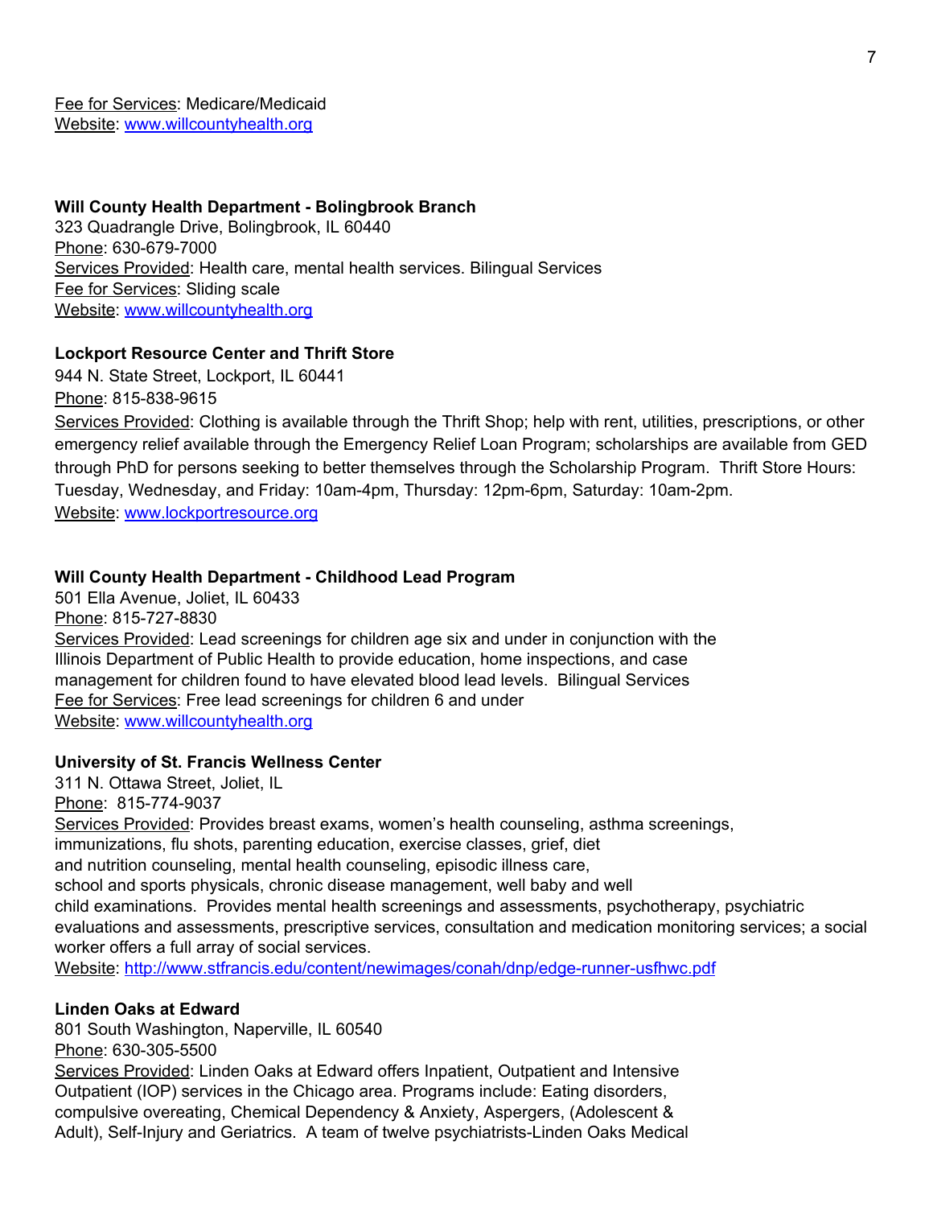Fee for Services: Medicare/Medicaid
Website: www.willcountyhealth.org

**Will County Health Department - Bolingbrook Branch**
323 Quadrangle Drive, Bolingbrook, IL 60440
Phone: 630-679-7000
Services Provided: Health care, mental health services. Bilingual Services
Fee for Services: Sliding scale
Website: www.willcountyhealth.org

**Lockport Resource Center and Thrift Store**
944 N. State Street, Lockport, IL 60441
Phone: 815-838-9615
Services Provided: Clothing is available through the Thrift Shop; help with rent, utilities, prescriptions, or other emergency relief available through the Emergency Relief Loan Program; scholarships are available from GED through PhD for persons seeking to better themselves through the Scholarship Program. Thrift Store Hours: Tuesday, Wednesday, and Friday: 10am-4pm, Thursday: 12pm-6pm, Saturday: 10am-2pm.
Website: www.lockportresource.org

**Will County Health Department - Childhood Lead Program**
501 Ella Avenue, Joliet, IL 60433
Phone: 815-727-8830
Services Provided: Lead screenings for children age six and under in conjunction with the Illinois Department of Public Health to provide education, home inspections, and case management for children found to have elevated blood lead levels. Bilingual Services
Fee for Services: Free lead screenings for children 6 and under
Website: www.willcountyhealth.org

**University of St. Francis Wellness Center**
311 N. Ottawa Street, Joliet, IL
Phone: 815-774-9037
Services Provided: Provides breast exams, women's health counseling, asthma screenings, immunizations, flu shots, parenting education, exercise classes, grief, diet and nutrition counseling, mental health counseling, episodic illness care, school and sports physicals, chronic disease management, well baby and well child examinations. Provides mental health screenings and assessments, psychotherapy, psychiatric evaluations and assessments, prescriptive services, consultation and medication monitoring services; a social worker offers a full array of social services.
Website: http://www.stfrancis.edu/content/newimages/conah/dnp/edge-runner-usfhwc.pdf

**Linden Oaks at Edward**
801 South Washington, Naperville, IL 60540
Phone: 630-305-5500
Services Provided: Linden Oaks at Edward offers Inpatient, Outpatient and Intensive Outpatient (IOP) services in the Chicago area. Programs include: Eating disorders, compulsive overeating, Chemical Dependency & Anxiety, Aspergers, (Adolescent & Adult), Self-Injury and Geriatrics. A team of twelve psychiatrists-Linden Oaks Medical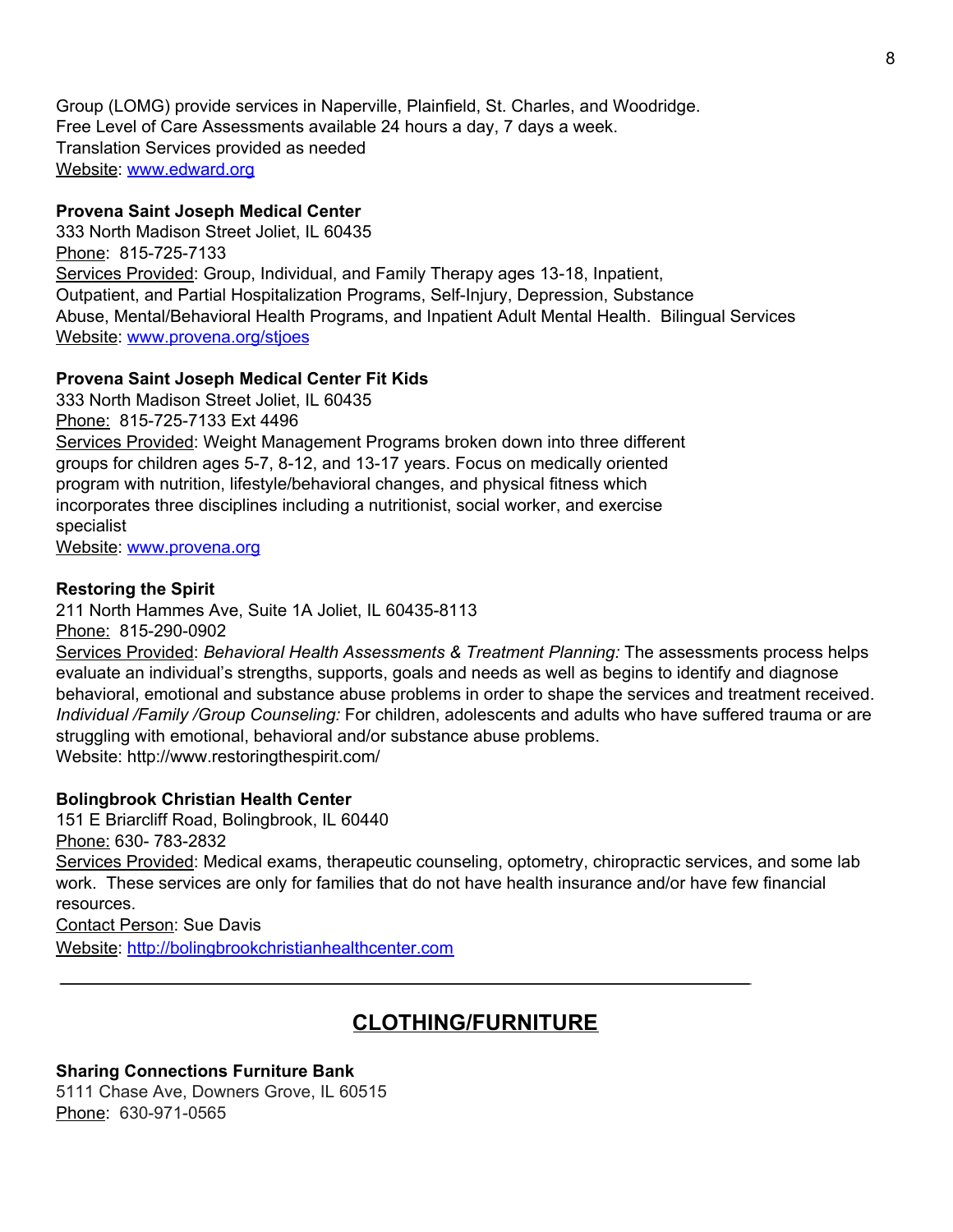Group (LOMG) provide services in Naperville, Plainfield, St. Charles, and Woodridge.
Free Level of Care Assessments available 24 hours a day, 7 days a week.
Translation Services provided as needed
Website: [www.edward.org](http://www.edward.org)

**Provena Saint Joseph Medical Center**
333 North Madison Street Joliet, IL 60435
Phone: 815-725-7133
Services Provided: Group, Individual, and Family Therapy ages 13-18, Inpatient, Outpatient, and Partial Hospitalization Programs, Self-Injury, Depression, Substance Abuse, Mental/Behavioral Health Programs, and Inpatient Adult Mental Health. Bilingual Services
Website: [www.provena.org/stjoes](http://www.provena.org/stjoes)

**Provena Saint Joseph Medical Center Fit Kids**
333 North Madison Street Joliet, IL 60435
Phone: 815-725-7133 Ext 4496
Services Provided: Weight Management Programs broken down into three different groups for children ages 5-7, 8-12, and 13-17 years. Focus on medically oriented program with nutrition, lifestyle/behavioral changes, and physical fitness which incorporates three disciplines including a nutritionist, social worker, and exercise specialist
Website: [www.provena.org](http://www.provena.org)

**Restoring the Spirit**
211 North Hammes Ave, Suite 1A Joliet, IL 60435-8113
Phone: 815-290-0902
Services Provided: *Behavioral Health Assessments & Treatment Planning:* The assessments process helps evaluate an individual's strengths, supports, goals and needs as well as begins to identify and diagnose behavioral, emotional and substance abuse problems in order to shape the services and treatment received. *Individual /Family /Group Counseling:* For children, adolescents and adults who have suffered trauma or are struggling with emotional, behavioral and/or substance abuse problems.
Website: http://www.restoringthespirit.com/

**Bolingbrook Christian Health Center**
151 E Briarcliff Road, Bolingbrook, IL 60440
Phone: 630- 783-2832
Services Provided: Medical exams, therapeutic counseling, optometry, chiropractic services, and some lab work. These services are only for families that do not have health insurance and/or have few financial resources.
Contact Person: Sue Davis
Website: [http://bolingbrookchristianhealthcenter.com](http://bolingbrookchristianhealthcenter.com)

---

## CLOTHING/FURNITURE

**Sharing Connections Furniture Bank**
5111 Chase Ave, Downers Grove, IL 60515
Phone: 630-971-0565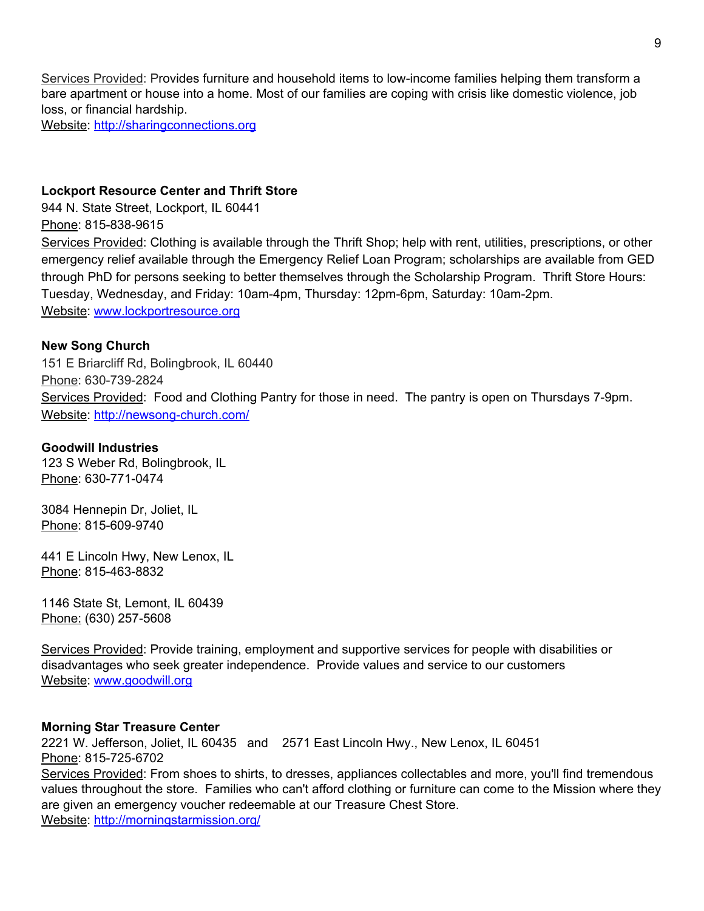Services Provided: Provides furniture and household items to low-income families helping them transform a bare apartment or house into a home. Most of our families are coping with crisis like domestic violence, job loss, or financial hardship.
Website: http://sharingconnections.org

**Lockport Resource Center and Thrift Store**
944 N. State Street, Lockport, IL 60441
Phone: 815-838-9615
Services Provided: Clothing is available through the Thrift Shop; help with rent, utilities, prescriptions, or other emergency relief available through the Emergency Relief Loan Program; scholarships are available from GED through PhD for persons seeking to better themselves through the Scholarship Program. Thrift Store Hours: Tuesday, Wednesday, and Friday: 10am-4pm, Thursday: 12pm-6pm, Saturday: 10am-2pm.
Website: www.lockportresource.org

**New Song Church**
151 E Briarcliff Rd, Bolingbrook, IL 60440
Phone: 630-739-2824
Services Provided: Food and Clothing Pantry for those in need. The pantry is open on Thursdays 7-9pm.
Website: http://newsong-church.com/

**Goodwill Industries**
123 S Weber Rd, Bolingbrook, IL
Phone: 630-771-0474

3084 Hennepin Dr, Joliet, IL
Phone: 815-609-9740

441 E Lincoln Hwy, New Lenox, IL
Phone: 815-463-8832

1146 State St, Lemont, IL 60439
Phone: (630) 257-5608

Services Provided: Provide training, employment and supportive services for people with disabilities or disadvantages who seek greater independence. Provide values and service to our customers
Website: www.goodwill.org

**Morning Star Treasure Center**
2221 W. Jefferson, Joliet, IL 60435 and 2571 East Lincoln Hwy., New Lenox, IL 60451
Phone: 815-725-6702
Services Provided: From shoes to shirts, to dresses, appliances collectables and more, you'll find tremendous values throughout the store. Families who can't afford clothing or furniture can come to the Mission where they are given an emergency voucher redeemable at our Treasure Chest Store.
Website: http://morningstarmission.org/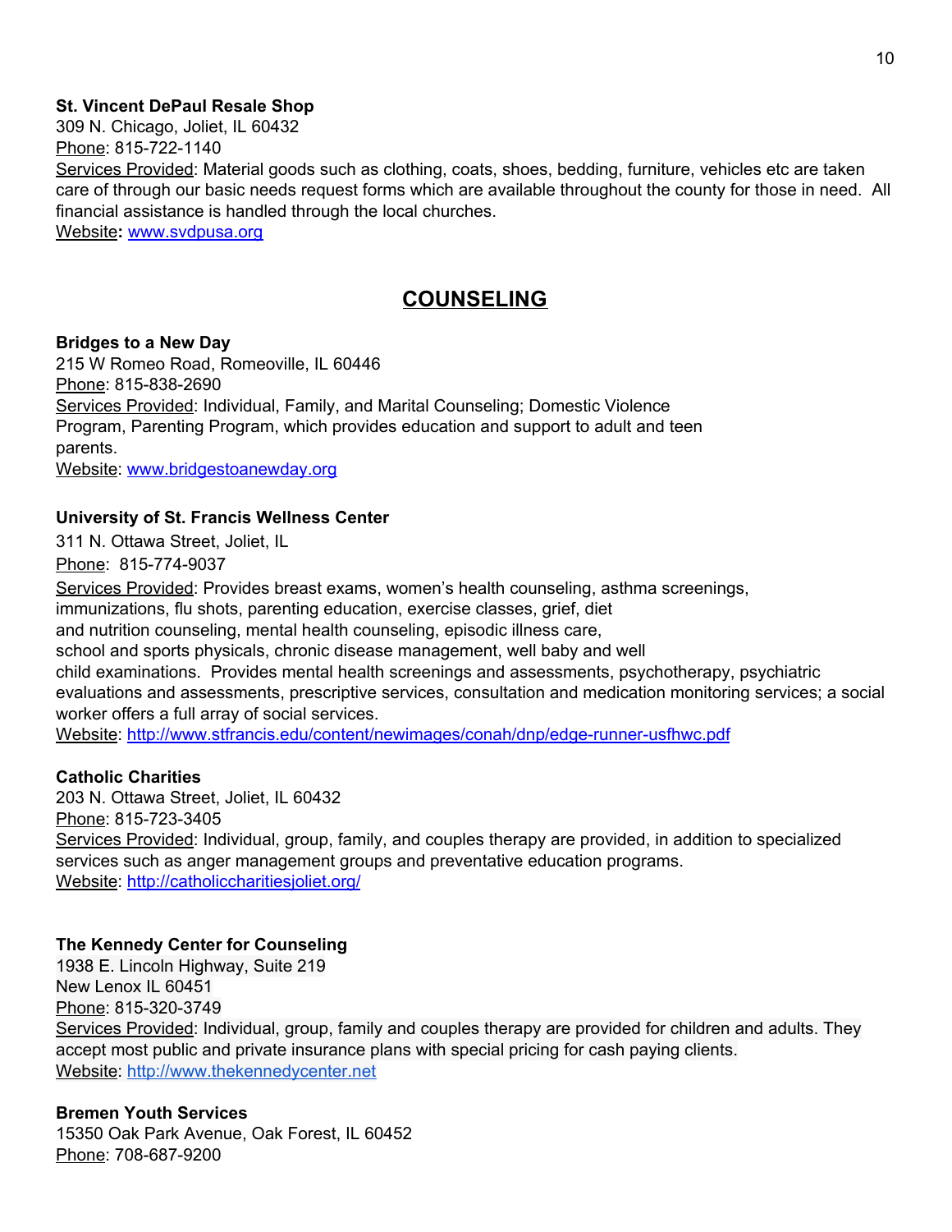**St. Vincent DePaul Resale Shop**
309 N. Chicago, Joliet, IL 60432
Phone: 815-722-1140
Services Provided: Material goods such as clothing, coats, shoes, bedding, furniture, vehicles etc are taken care of through our basic needs request forms which are available throughout the county for those in need. All financial assistance is handled through the local churches.
Website**:** www.svdpusa.org

## COUNSELING

**Bridges to a New Day**
215 W Romeo Road, Romeoville, IL 60446
Phone: 815-838-2690
Services Provided: Individual, Family, and Marital Counseling; Domestic Violence Program, Parenting Program, which provides education and support to adult and teen parents.
Website: www.bridgestoanewday.org

**University of St. Francis Wellness Center**
311 N. Ottawa Street, Joliet, IL
Phone: 815-774-9037
Services Provided: Provides breast exams, women's health counseling, asthma screenings, immunizations, flu shots, parenting education, exercise classes, grief, diet and nutrition counseling, mental health counseling, episodic illness care, school and sports physicals, chronic disease management, well baby and well child examinations. Provides mental health screenings and assessments, psychotherapy, psychiatric evaluations and assessments, prescriptive services, consultation and medication monitoring services; a social worker offers a full array of social services.
Website: http://www.stfrancis.edu/content/newimages/conah/dnp/edge-runner-usfhwc.pdf

**Catholic Charities**
203 N. Ottawa Street, Joliet, IL 60432
Phone: 815-723-3405
Services Provided: Individual, group, family, and couples therapy are provided, in addition to specialized services such as anger management groups and preventative education programs.
Website: http://catholiccharitiesjoliet.org/

**The Kennedy Center for Counseling**
1938 E. Lincoln Highway, Suite 219
New Lenox IL 60451
Phone: 815-320-3749
Services Provided: Individual, group, family and couples therapy are provided for children and adults. They accept most public and private insurance plans with special pricing for cash paying clients.
Website: http://www.thekennedycenter.net

**Bremen Youth Services**
15350 Oak Park Avenue, Oak Forest, IL 60452
Phone: 708-687-9200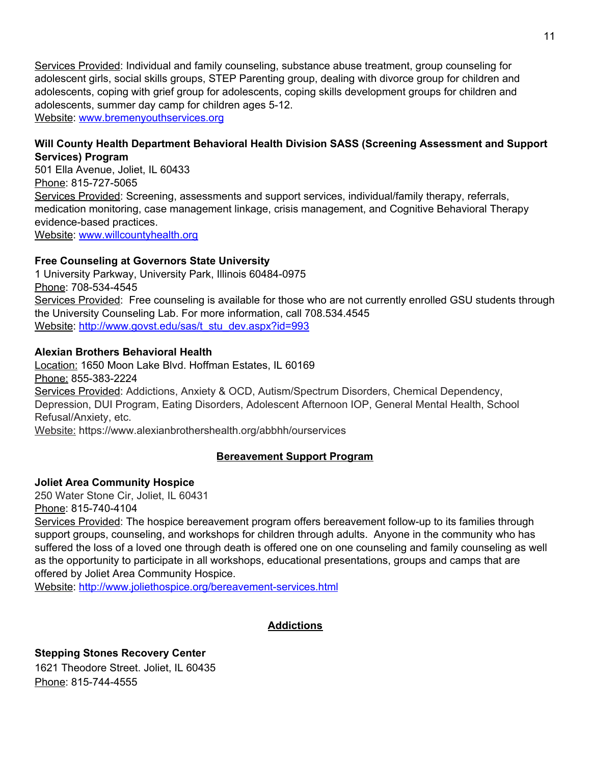<u>Services Provided</u>: Individual and family counseling, substance abuse treatment, group counseling for adolescent girls, social skills groups, STEP Parenting group, dealing with divorce group for children and adolescents, coping with grief group for adolescents, coping skills development groups for children and adolescents, summer day camp for children ages 5-12.
<u>Website</u>: [www.bremenyouthservices.org](http://www.bremenyouthservices.org)

**Will County Health Department Behavioral Health Division SASS (Screening Assessment and Support Services) Program**
501 Ella Avenue, Joliet, IL 60433
<u>Phone</u>: 815-727-5065
<u>Services Provided</u>: Screening, assessments and support services, individual/family therapy, referrals, medication monitoring, case management linkage, crisis management, and Cognitive Behavioral Therapy evidence-based practices.
<u>Website</u>: [www.willcountyhealth.org](http://www.willcountyhealth.org)

**Free Counseling at Governors State University**
1 University Parkway, University Park, Illinois 60484-0975
<u>Phone</u>: 708-534-4545
<u>Services Provided</u>: Free counseling is available for those who are not currently enrolled GSU students through the University Counseling Lab. For more information, call 708.534.4545
<u>Website</u>: [http://www.govst.edu/sas/t_stu_dev.aspx?id=993](http://www.govst.edu/sas/t_stu_dev.aspx?id=993)

**Alexian Brothers Behavioral Health**
<u>Location:</u> 1650 Moon Lake Blvd. Hoffman Estates, IL 60169
<u>Phone:</u> 855-383-2224
<u>Services Provided</u>: Addictions, Anxiety & OCD, Autism/Spectrum Disorders, Chemical Dependency, Depression, DUI Program, Eating Disorders, Adolescent Afternoon IOP, General Mental Health, School Refusal/Anxiety, etc.
<u>Website:</u> https://www.alexianbrothershealth.org/abbhh/ourservices

## <u>Bereavement Support Program</u>

**Joliet Area Community Hospice**
250 Water Stone Cir, Joliet, IL 60431
<u>Phone</u>: 815-740-4104
<u>Services Provided</u>: The hospice bereavement program offers bereavement follow-up to its families through support groups, counseling, and workshops for children through adults. Anyone in the community who has suffered the loss of a loved one through death is offered one on one counseling and family counseling as well as the opportunity to participate in all workshops, educational presentations, groups and camps that are offered by Joliet Area Community Hospice.
<u>Website</u>: [http://www.joliethospice.org/bereavement-services.html](http://www.joliethospice.org/bereavement-services.html)

## <u>Addictions</u>

**Stepping Stones Recovery Center**
1621 Theodore Street. Joliet, IL 60435
<u>Phone</u>: 815-744-4555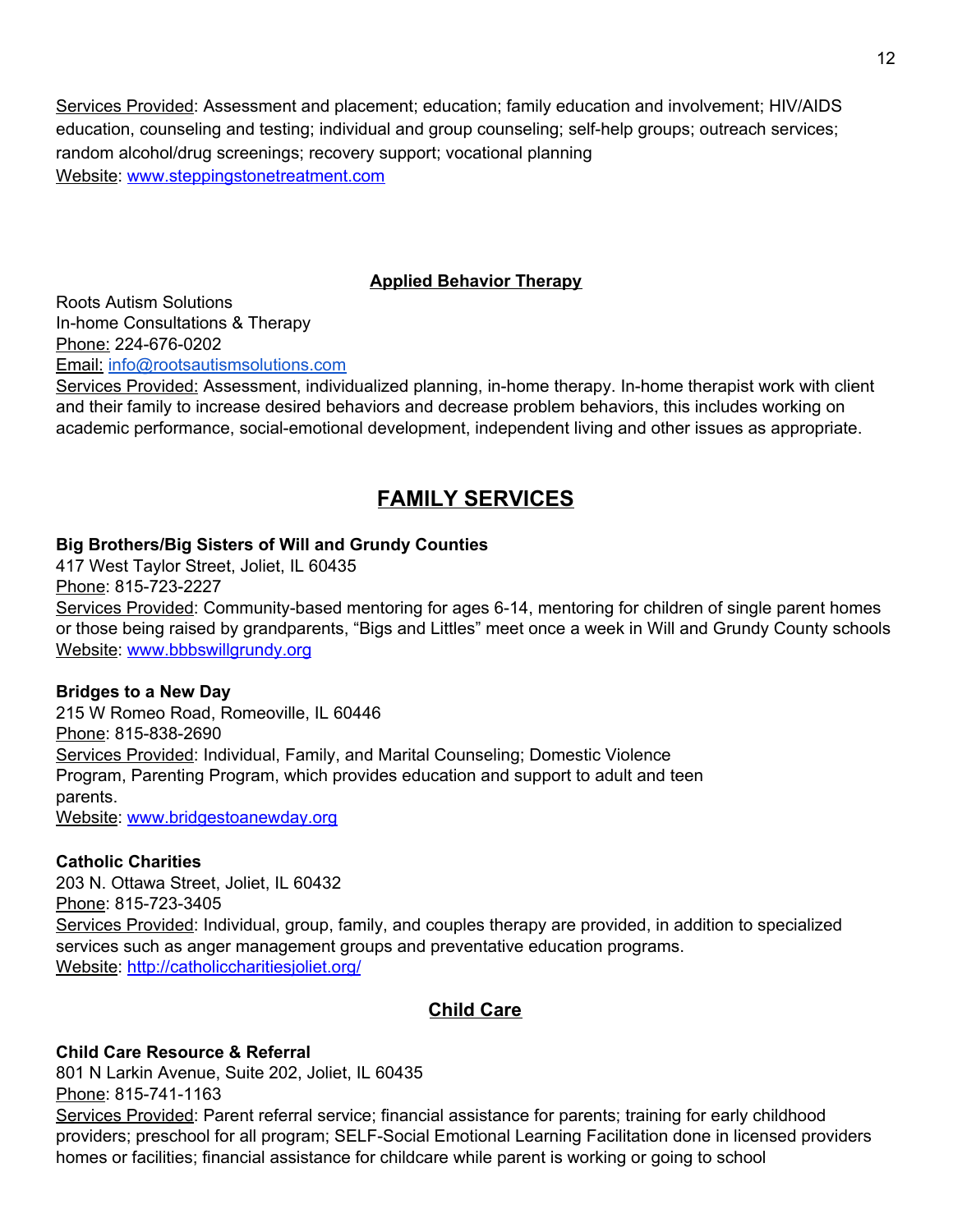Services Provided: Assessment and placement; education; family education and involvement; HIV/AIDS education, counseling and testing; individual and group counseling; self-help groups; outreach services; random alcohol/drug screenings; recovery support; vocational planning
Website: www.steppingstonetreatment.com

### Applied Behavior Therapy

Roots Autism Solutions
In-home Consultations & Therapy
Phone: 224-676-0202
Email: info@rootsautismsolutions.com
Services Provided: Assessment, individualized planning, in-home therapy. In-home therapist work with client and their family to increase desired behaviors and decrease problem behaviors, this includes working on academic performance, social-emotional development, independent living and other issues as appropriate.

## FAMILY SERVICES

**Big Brothers/Big Sisters of Will and Grundy Counties**
417 West Taylor Street, Joliet, IL 60435
Phone: 815-723-2227
Services Provided: Community-based mentoring for ages 6-14, mentoring for children of single parent homes or those being raised by grandparents, "Bigs and Littles" meet once a week in Will and Grundy County schools
Website: www.bbbswillgrundy.org

**Bridges to a New Day**
215 W Romeo Road, Romeoville, IL 60446
Phone: 815-838-2690
Services Provided: Individual, Family, and Marital Counseling; Domestic Violence Program, Parenting Program, which provides education and support to adult and teen parents.
Website: www.bridgestoanewday.org

**Catholic Charities**
203 N. Ottawa Street, Joliet, IL 60432
Phone: 815-723-3405
Services Provided: Individual, group, family, and couples therapy are provided, in addition to specialized services such as anger management groups and preventative education programs.
Website: http://catholiccharitiesjoliet.org/

### Child Care

**Child Care Resource & Referral**
801 N Larkin Avenue, Suite 202, Joliet, IL 60435
Phone: 815-741-1163
Services Provided: Parent referral service; financial assistance for parents; training for early childhood providers; preschool for all program; SELF-Social Emotional Learning Facilitation done in licensed providers homes or facilities; financial assistance for childcare while parent is working or going to school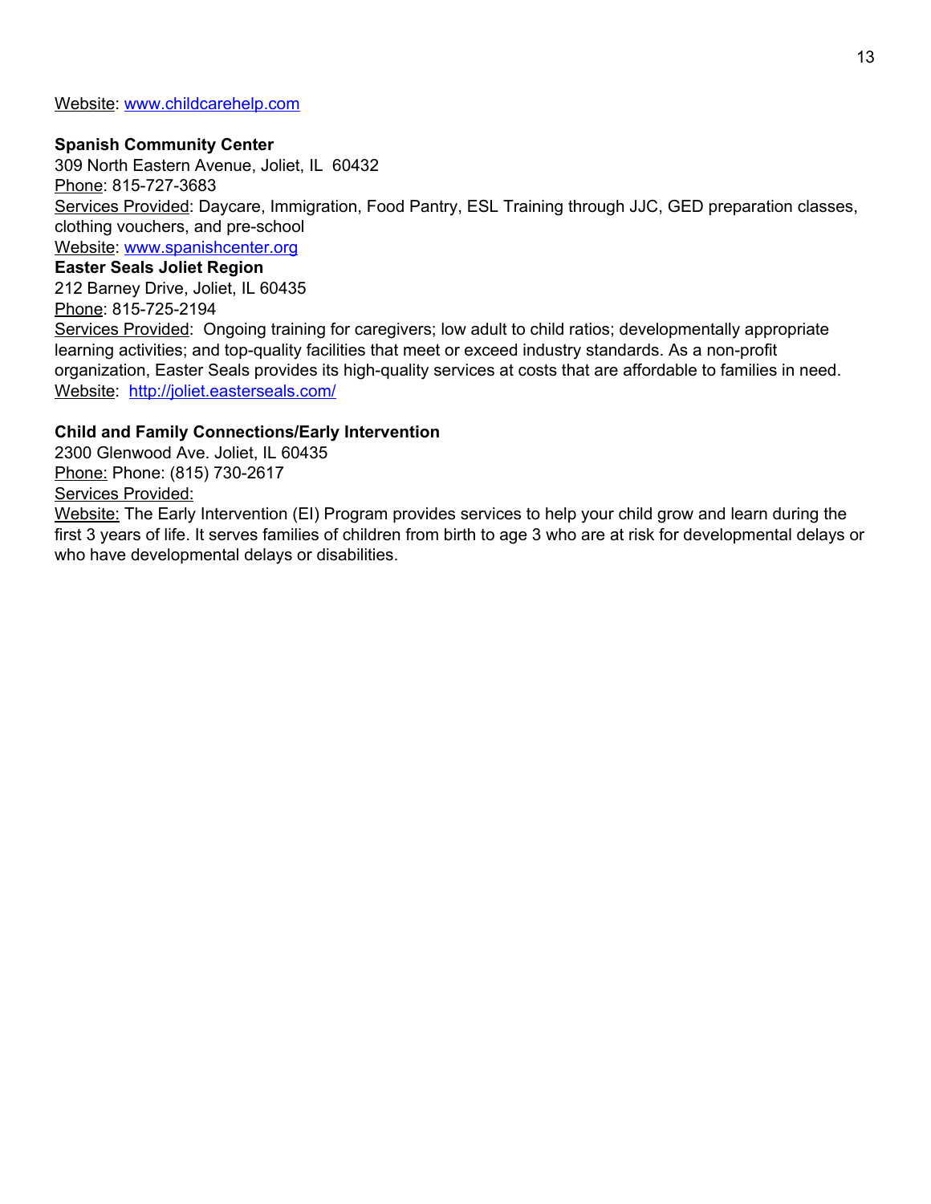Website: www.childcarehelp.com

**Spanish Community Center**
309 North Eastern Avenue, Joliet, IL  60432
Phone: 815-727-3683
Services Provided: Daycare, Immigration, Food Pantry, ESL Training through JJC, GED preparation classes, clothing vouchers, and pre-school
Website: www.spanishcenter.org

**Easter Seals Joliet Region**
212 Barney Drive, Joliet, IL 60435
Phone: 815-725-2194
Services Provided:  Ongoing training for caregivers; low adult to child ratios; developmentally appropriate learning activities; and top-quality facilities that meet or exceed industry standards. As a non-profit organization, Easter Seals provides its high-quality services at costs that are affordable to families in need.
Website:  http://joliet.easterseals.com/

**Child and Family Connections/Early Intervention**
2300 Glenwood Ave. Joliet, IL 60435
Phone: Phone: (815) 730-2617
Services Provided:
Website: The Early Intervention (EI) Program provides services to help your child grow and learn during the first 3 years of life. It serves families of children from birth to age 3 who are at risk for developmental delays or who have developmental delays or disabilities.